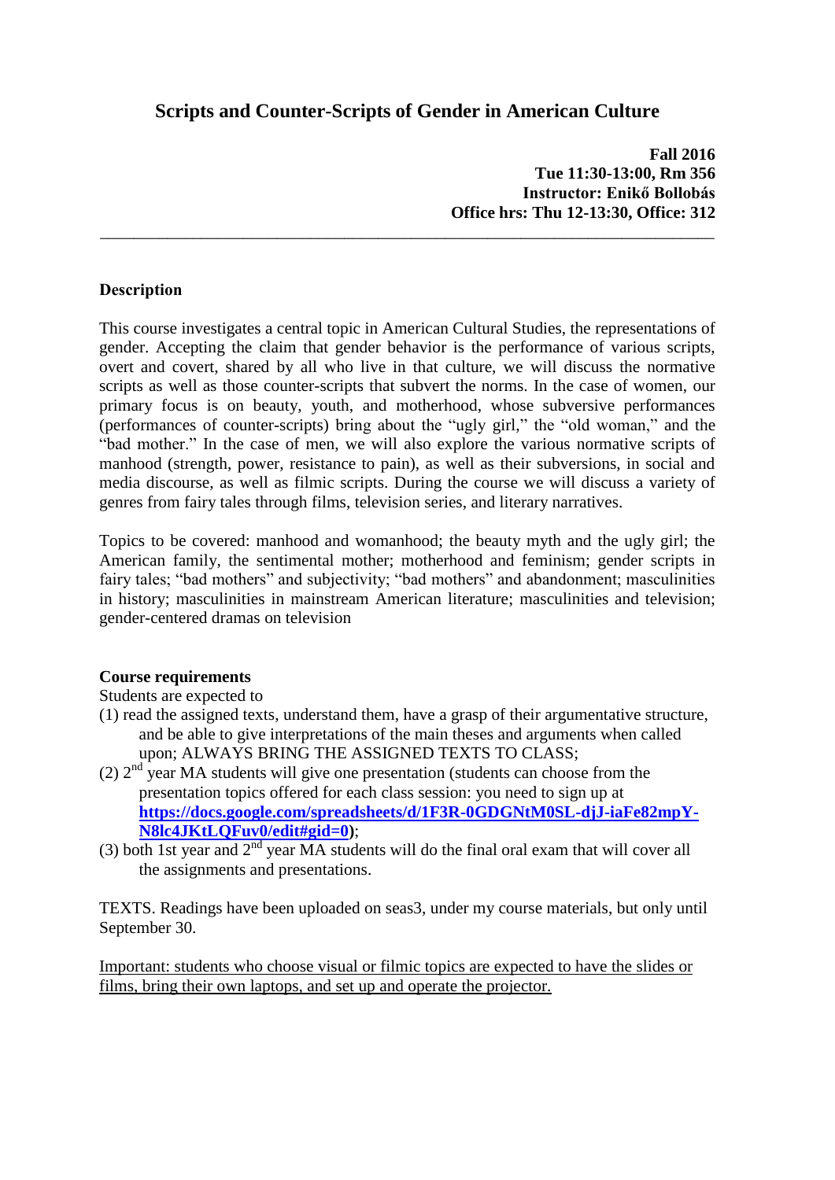# Scripts and Counter-Scripts of Gender in American Culture

**Fall 2016**
**Tue 11:30-13:00, Rm 356**
**Instructor: Enikő Bollobás**
**Office hrs: Thu 12-13:30, Office: 312**

---

### Description

This course investigates a central topic in American Cultural Studies, the representations of gender. Accepting the claim that gender behavior is the performance of various scripts, overt and covert, shared by all who live in that culture, we will discuss the normative scripts as well as those counter-scripts that subvert the norms. In the case of women, our primary focus is on beauty, youth, and motherhood, whose subversive performances (performances of counter-scripts) bring about the "ugly girl," the "old woman," and the "bad mother." In the case of men, we will also explore the various normative scripts of manhood (strength, power, resistance to pain), as well as their subversions, in social and media discourse, as well as filmic scripts. During the course we will discuss a variety of genres from fairy tales through films, television series, and literary narratives.

Topics to be covered: manhood and womanhood; the beauty myth and the ugly girl; the American family, the sentimental mother; motherhood and feminism; gender scripts in fairy tales; "bad mothers" and subjectivity; "bad mothers" and abandonment; masculinities in history; masculinities in mainstream American literature; masculinities and television; gender-centered dramas on television

### Course requirements

Students are expected to

(1) read the assigned texts, understand them, have a grasp of their argumentative structure, and be able to give interpretations of the main theses and arguments when called upon; ALWAYS BRING THE ASSIGNED TEXTS TO CLASS;

(2) 2nd year MA students will give one presentation (students can choose from the presentation topics offered for each class session: you need to sign up at **https://docs.google.com/spreadsheets/d/1F3R-0GDGNtM0SL-djJ-iaFe82mpY-N8lc4JKtLQFuv0/edit#gid=0**);

(3) both 1st year and 2nd year MA students will do the final oral exam that will cover all the assignments and presentations.

TEXTS. Readings have been uploaded on seas3, under my course materials, but only until September 30.

<u>Important: students who choose visual or filmic topics are expected to have the slides or films, bring their own laptops, and set up and operate the projector.</u>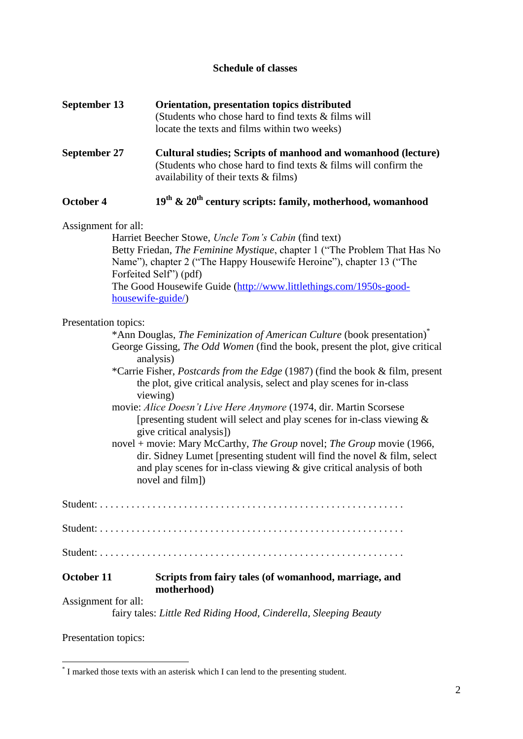## Schedule of classes

**September 13** **Orientation, presentation topics distributed**
(Students who chose hard to find texts & films will locate the texts and films within two weeks)

**September 27** **Cultural studies; Scripts of manhood and womanhood (lecture)**
(Students who chose hard to find texts & films will confirm the availability of their texts & films)

**October 4** **19th & 20th century scripts: family, motherhood, womanhood**

Assignment for all:

Harriet Beecher Stowe, *Uncle Tom's Cabin* (find text)
Betty Friedan, *The Feminine Mystique*, chapter 1 ("The Problem That Has No Name"), chapter 2 ("The Happy Housewife Heroine"), chapter 13 ("The Forfeited Self") (pdf)
The Good Housewife Guide (http://www.littlethings.com/1950s-good-housewife-guide/)

Presentation topics:

*Ann Douglas, *The Feminization of American Culture* (book presentation)*
George Gissing, *The Odd Women* (find the book, present the plot, give critical analysis)
*Carrie Fisher, *Postcards from the Edge* (1987) (find the book & film, present the plot, give critical analysis, select and play scenes for in-class viewing)
movie: *Alice Doesn't Live Here Anymore* (1974, dir. Martin Scorsese [presenting student will select and play scenes for in-class viewing & give critical analysis])
novel + movie: Mary McCarthy, *The Group* novel; *The Group* movie (1966, dir. Sidney Lumet [presenting student will find the novel & film, select and play scenes for in-class viewing & give critical analysis of both novel and film])

Student: . . . . . . . . . . . . . . . . . . . . . . . . . . . . . . . . . . . . . . . . . . . . . . . . . . . . . . . .

Student: . . . . . . . . . . . . . . . . . . . . . . . . . . . . . . . . . . . . . . . . . . . . . . . . . . . . . . . .

Student: . . . . . . . . . . . . . . . . . . . . . . . . . . . . . . . . . . . . . . . . . . . . . . . . . . . . . . . .

**October 11** **Scripts from fairy tales (of womanhood, marriage, and motherhood)**

Assignment for all:

fairy tales: *Little Red Riding Hood, Cinderella, Sleeping Beauty*

Presentation topics:

---

* I marked those texts with an asterisk which I can lend to the presenting student.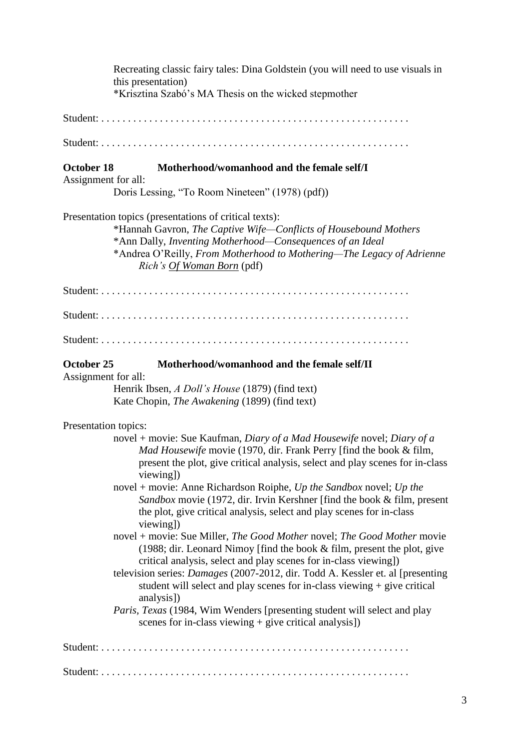Recreating classic fairy tales: Dina Goldstein (you will need to use visuals in this presentation)
*Krisztina Szabó's MA Thesis on the wicked stepmother

Student: . . . . . . . . . . . . . . . . . . . . . . . . . . . . . . . . . . . . . . . . . . . . . . . . . . . . . . . .

Student: . . . . . . . . . . . . . . . . . . . . . . . . . . . . . . . . . . . . . . . . . . . . . . . . . . . . . . . .

**October 18 Motherhood/womanhood and the female self/I**

Assignment for all:

Doris Lessing, "To Room Nineteen" (1978) (pdf))

Presentation topics (presentations of critical texts):

*Hannah Gavron, *The Captive Wife—Conflicts of Housebound Mothers*
*Ann Dally, *Inventing Motherhood—Consequences of an Ideal*
*Andrea O'Reilly, *From Motherhood to Mothering—The Legacy of Adrienne Rich's Of Woman Born* (pdf)

Student: . . . . . . . . . . . . . . . . . . . . . . . . . . . . . . . . . . . . . . . . . . . . . . . . . . . . . . . .

Student: . . . . . . . . . . . . . . . . . . . . . . . . . . . . . . . . . . . . . . . . . . . . . . . . . . . . . . . .

Student: . . . . . . . . . . . . . . . . . . . . . . . . . . . . . . . . . . . . . . . . . . . . . . . . . . . . . . . .

**October 25 Motherhood/womanhood and the female self/II**

Assignment for all:

Henrik Ibsen, *A Doll's House* (1879) (find text)
Kate Chopin, *The Awakening* (1899) (find text)

Presentation topics:

novel + movie: Sue Kaufman, *Diary of a Mad Housewife* novel; *Diary of a Mad Housewife* movie (1970, dir. Frank Perry [find the book & film, present the plot, give critical analysis, select and play scenes for in-class viewing])

novel + movie: Anne Richardson Roiphe, *Up the Sandbox* novel; *Up the Sandbox* movie (1972, dir. Irvin Kershner [find the book & film, present the plot, give critical analysis, select and play scenes for in-class viewing])

novel + movie: Sue Miller, *The Good Mother* novel; *The Good Mother* movie (1988; dir. Leonard Nimoy [find the book & film, present the plot, give critical analysis, select and play scenes for in-class viewing])

television series: *Damages* (2007-2012, dir. Todd A. Kessler et. al [presenting student will select and play scenes for in-class viewing + give critical analysis])

*Paris, Texas* (1984, Wim Wenders [presenting student will select and play scenes for in-class viewing + give critical analysis])

Student: . . . . . . . . . . . . . . . . . . . . . . . . . . . . . . . . . . . . . . . . . . . . . . . . . . . . . . . .

Student: . . . . . . . . . . . . . . . . . . . . . . . . . . . . . . . . . . . . . . . . . . . . . . . . . . . . . . . .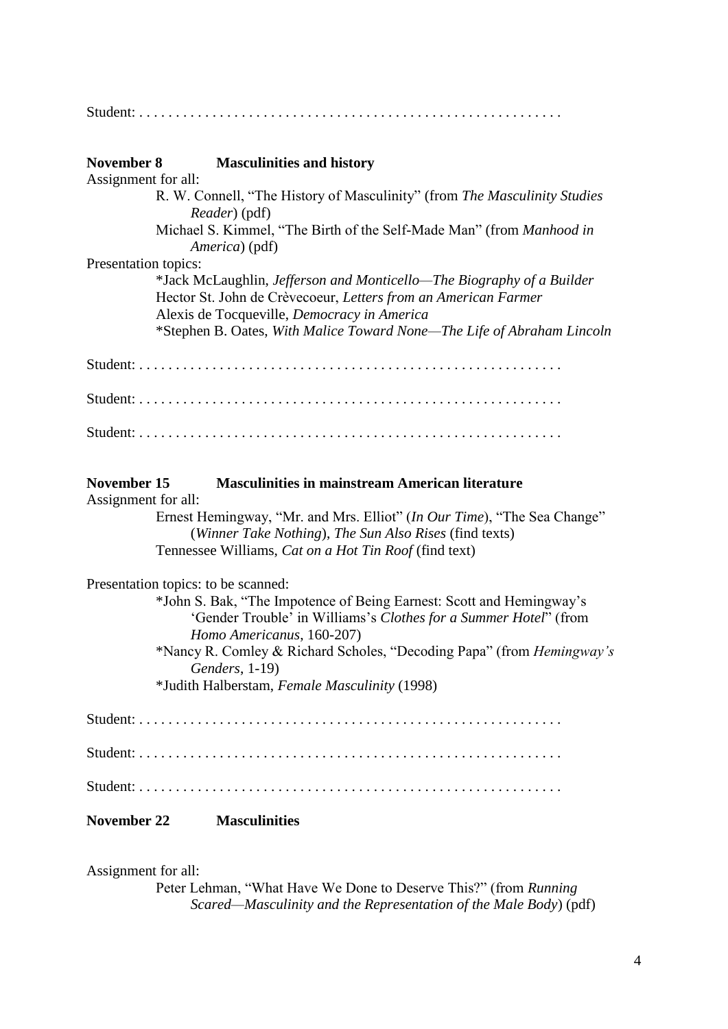Student: . . . . . . . . . . . . . . . . . . . . . . . . . . . . . . . . . . . . . . . . . . . . . . . . . . . . . . . .

**November 8 Masculinities and history**

Assignment for all:

R. W. Connell, "The History of Masculinity" (from *The Masculinity Studies Reader*) (pdf)

Michael S. Kimmel, "The Birth of the Self-Made Man" (from *Manhood in America*) (pdf)

Presentation topics:

*Jack McLaughlin, *Jefferson and Monticello—The Biography of a Builder*

Hector St. John de Crèvecoeur, *Letters from an American Farmer*

Alexis de Tocqueville, *Democracy in America*

*Stephen B. Oates, *With Malice Toward None—The Life of Abraham Lincoln*

Student: . . . . . . . . . . . . . . . . . . . . . . . . . . . . . . . . . . . . . . . . . . . . . . . . . . . . . . . .

Student: . . . . . . . . . . . . . . . . . . . . . . . . . . . . . . . . . . . . . . . . . . . . . . . . . . . . . . . .

Student: . . . . . . . . . . . . . . . . . . . . . . . . . . . . . . . . . . . . . . . . . . . . . . . . . . . . . . . .

**November 15 Masculinities in mainstream American literature**

Assignment for all:

Ernest Hemingway, "Mr. and Mrs. Elliot" (*In Our Time*), "The Sea Change" (*Winner Take Nothing*), *The Sun Also Rises* (find texts)

Tennessee Williams, *Cat on a Hot Tin Roof* (find text)

Presentation topics: to be scanned:

*John S. Bak, "The Impotence of Being Earnest: Scott and Hemingway's 'Gender Trouble' in Williams's *Clothes for a Summer Hotel*" (from *Homo Americanus*, 160-207)

*Nancy R. Comley & Richard Scholes, "Decoding Papa" (from *Hemingway's Genders*, 1-19)

*Judith Halberstam, *Female Masculinity* (1998)

Student: . . . . . . . . . . . . . . . . . . . . . . . . . . . . . . . . . . . . . . . . . . . . . . . . . . . . . . . .

Student: . . . . . . . . . . . . . . . . . . . . . . . . . . . . . . . . . . . . . . . . . . . . . . . . . . . . . . . .

Student: . . . . . . . . . . . . . . . . . . . . . . . . . . . . . . . . . . . . . . . . . . . . . . . . . . . . . . . .

**November 22 Masculinities**

Assignment for all:

Peter Lehman, "What Have We Done to Deserve This?" (from *Running Scared—Masculinity and the Representation of the Male Body*) (pdf)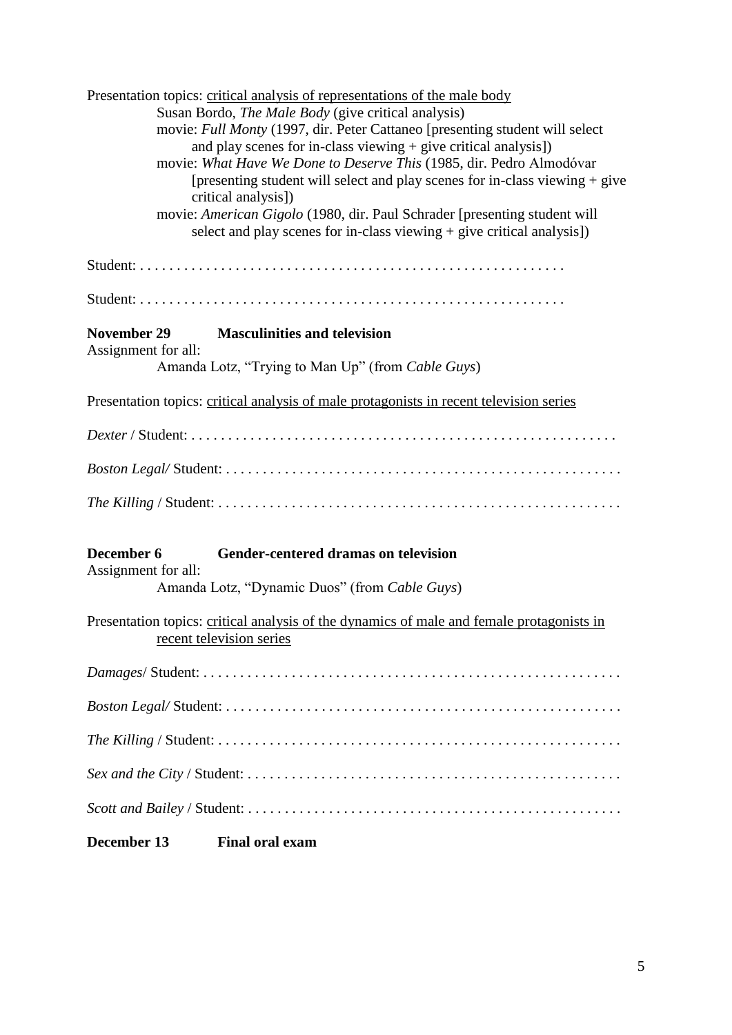Presentation topics: <u>critical analysis of representations of the male body</u>

Susan Bordo, *The Male Body* (give critical analysis)
movie: *Full Monty* (1997, dir. Peter Cattaneo [presenting student will select and play scenes for in-class viewing + give critical analysis])
movie: *What Have We Done to Deserve This* (1985, dir. Pedro Almodóvar [presenting student will select and play scenes for in-class viewing + give critical analysis])
movie: *American Gigolo* (1980, dir. Paul Schrader [presenting student will select and play scenes for in-class viewing + give critical analysis])

Student: . . . . . . . . . . . . . . . . . . . . . . . . . . . . . . . . . . . . . . . . . . . . . . . . . . . . . . .

Student: . . . . . . . . . . . . . . . . . . . . . . . . . . . . . . . . . . . . . . . . . . . . . . . . . . . . . . .

**November 29 Masculinities and television**

Assignment for all:

Amanda Lotz, "Trying to Man Up" (from *Cable Guys*)

Presentation topics: <u>critical analysis of male protagonists in recent television series</u>

*Dexter* / Student: . . . . . . . . . . . . . . . . . . . . . . . . . . . . . . . . . . . . . . . . . . . . . . . . . . . . . . .

*Boston Legal/* Student: . . . . . . . . . . . . . . . . . . . . . . . . . . . . . . . . . . . . . . . . . . . . . . . . . . . . .

*The Killing* / Student: . . . . . . . . . . . . . . . . . . . . . . . . . . . . . . . . . . . . . . . . . . . . . . . . . . . . . .

**December 6 Gender-centered dramas on television**

Assignment for all:

Amanda Lotz, "Dynamic Duos" (from *Cable Guys*)

Presentation topics: <u>critical analysis of the dynamics of male and female protagonists in recent television series</u>

*Damages*/ Student: . . . . . . . . . . . . . . . . . . . . . . . . . . . . . . . . . . . . . . . . . . . . . . . . . . . . . . .

*Boston Legal/* Student: . . . . . . . . . . . . . . . . . . . . . . . . . . . . . . . . . . . . . . . . . . . . . . . . . . . . .

*The Killing* / Student: . . . . . . . . . . . . . . . . . . . . . . . . . . . . . . . . . . . . . . . . . . . . . . . . . . . . . .

*Sex and the City* / Student: . . . . . . . . . . . . . . . . . . . . . . . . . . . . . . . . . . . . . . . . . . . . . . . . . .

*Scott and Bailey* / Student: . . . . . . . . . . . . . . . . . . . . . . . . . . . . . . . . . . . . . . . . . . . . . . . . . .

**December 13 Final oral exam**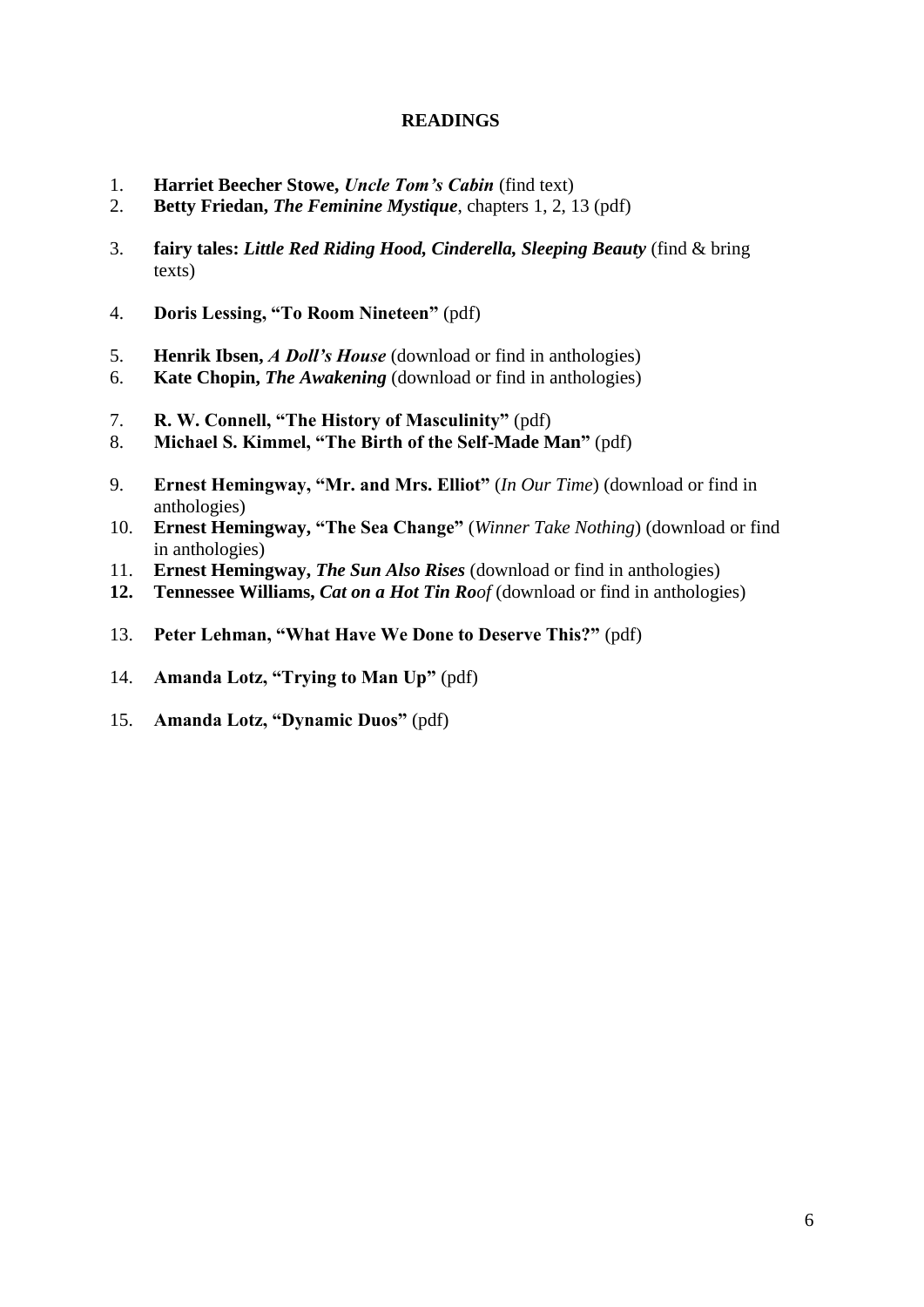# READINGS

1. **Harriet Beecher Stowe, *Uncle Tom's Cabin*** (find text)
2. **Betty Friedan, *The Feminine Mystique*,** chapters 1, 2, 13 (pdf)
3. **fairy tales: *Little Red Riding Hood, Cinderella, Sleeping Beauty*** (find & bring texts)
4. **Doris Lessing, "To Room Nineteen"** (pdf)
5. **Henrik Ibsen, *A Doll's House*** (download or find in anthologies)
6. **Kate Chopin, *The Awakening*** (download or find in anthologies)
7. **R. W. Connell, "The History of Masculinity"** (pdf)
8. **Michael S. Kimmel, "The Birth of the Self-Made Man"** (pdf)
9. **Ernest Hemingway, "Mr. and Mrs. Elliot"** (*In Our Time*) (download or find in anthologies)
10. **Ernest Hemingway, "The Sea Change"** (*Winner Take Nothing*) (download or find in anthologies)
11. **Ernest Hemingway, *The Sun Also Rises*** (download or find in anthologies)
12. **Tennessee Williams, *Cat on a Hot Tin Roof*** (download or find in anthologies)
13. **Peter Lehman, "What Have We Done to Deserve This?"** (pdf)
14. **Amanda Lotz, "Trying to Man Up"** (pdf)
15. **Amanda Lotz, "Dynamic Duos"** (pdf)